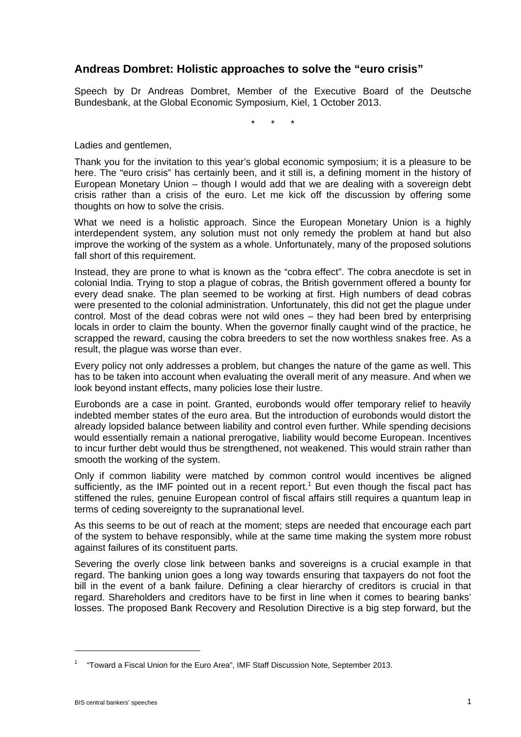## Andreas Dombret: Holistic approaches to solve the "euro crisis"

Speech by Dr Andreas Dombret, Member of the Executive Board of the Deutsche Bundesbank, at the Global Economic Symposium, Kiel, 1 October 2013.

\*     \*     \*

Ladies and gentlemen,

Thank you for the invitation to this year's global economic symposium; it is a pleasure to be here. The "euro crisis" has certainly been, and it still is, a defining moment in the history of European Monetary Union – though I would add that we are dealing with a sovereign debt crisis rather than a crisis of the euro. Let me kick off the discussion by offering some thoughts on how to solve the crisis.

What we need is a holistic approach. Since the European Monetary Union is a highly interdependent system, any solution must not only remedy the problem at hand but also improve the working of the system as a whole. Unfortunately, many of the proposed solutions fall short of this requirement.

Instead, they are prone to what is known as the "cobra effect". The cobra anecdote is set in colonial India. Trying to stop a plague of cobras, the British government offered a bounty for every dead snake. The plan seemed to be working at first. High numbers of dead cobras were presented to the colonial administration. Unfortunately, this did not get the plague under control. Most of the dead cobras were not wild ones – they had been bred by enterprising locals in order to claim the bounty. When the governor finally caught wind of the practice, he scrapped the reward, causing the cobra breeders to set the now worthless snakes free. As a result, the plague was worse than ever.

Every policy not only addresses a problem, but changes the nature of the game as well. This has to be taken into account when evaluating the overall merit of any measure. And when we look beyond instant effects, many policies lose their lustre.

Eurobonds are a case in point. Granted, eurobonds would offer temporary relief to heavily indebted member states of the euro area. But the introduction of eurobonds would distort the already lopsided balance between liability and control even further. While spending decisions would essentially remain a national prerogative, liability would become European. Incentives to incur further debt would thus be strengthened, not weakened. This would strain rather than smooth the working of the system.

Only if common liability were matched by common control would incentives be aligned sufficiently, as the IMF pointed out in a recent report.[1] But even though the fiscal pact has stiffened the rules, genuine European control of fiscal affairs still requires a quantum leap in terms of ceding sovereignty to the supranational level.

As this seems to be out of reach at the moment; steps are needed that encourage each part of the system to behave responsibly, while at the same time making the system more robust against failures of its constituent parts.

Severing the overly close link between banks and sovereigns is a crucial example in that regard. The banking union goes a long way towards ensuring that taxpayers do not foot the bill in the event of a bank failure. Defining a clear hierarchy of creditors is crucial in that regard. Shareholders and creditors have to be first in line when it comes to bearing banks' losses. The proposed Bank Recovery and Resolution Directive is a big step forward, but the

[1] "Toward a Fiscal Union for the Euro Area", IMF Staff Discussion Note, September 2013.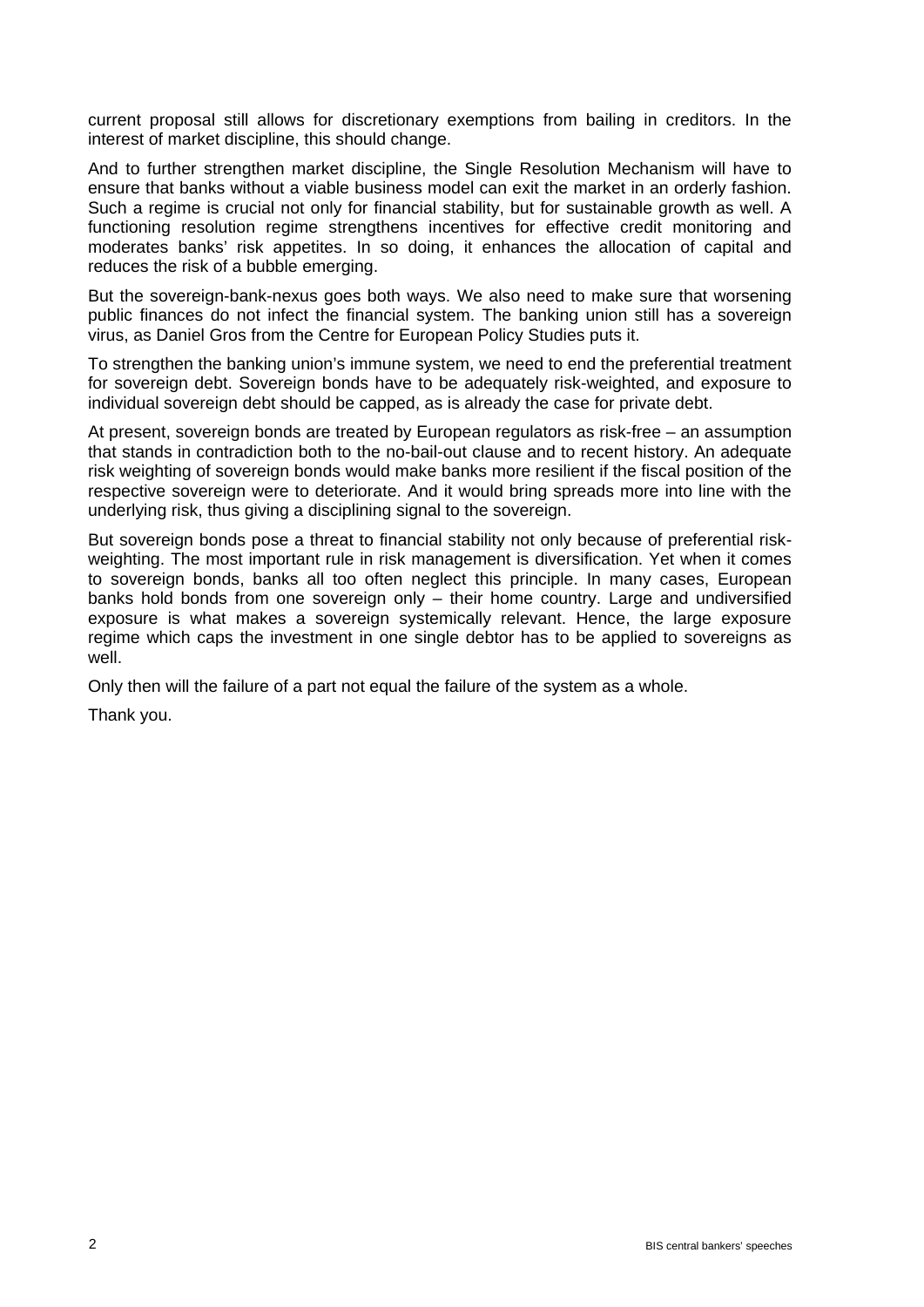current proposal still allows for discretionary exemptions from bailing in creditors. In the interest of market discipline, this should change.

And to further strengthen market discipline, the Single Resolution Mechanism will have to ensure that banks without a viable business model can exit the market in an orderly fashion. Such a regime is crucial not only for financial stability, but for sustainable growth as well. A functioning resolution regime strengthens incentives for effective credit monitoring and moderates banks' risk appetites. In so doing, it enhances the allocation of capital and reduces the risk of a bubble emerging.

But the sovereign-bank-nexus goes both ways. We also need to make sure that worsening public finances do not infect the financial system. The banking union still has a sovereign virus, as Daniel Gros from the Centre for European Policy Studies puts it.

To strengthen the banking union's immune system, we need to end the preferential treatment for sovereign debt. Sovereign bonds have to be adequately risk-weighted, and exposure to individual sovereign debt should be capped, as is already the case for private debt.

At present, sovereign bonds are treated by European regulators as risk-free – an assumption that stands in contradiction both to the no-bail-out clause and to recent history. An adequate risk weighting of sovereign bonds would make banks more resilient if the fiscal position of the respective sovereign were to deteriorate. And it would bring spreads more into line with the underlying risk, thus giving a disciplining signal to the sovereign.

But sovereign bonds pose a threat to financial stability not only because of preferential risk-weighting. The most important rule in risk management is diversification. Yet when it comes to sovereign bonds, banks all too often neglect this principle. In many cases, European banks hold bonds from one sovereign only – their home country. Large and undiversified exposure is what makes a sovereign systemically relevant. Hence, the large exposure regime which caps the investment in one single debtor has to be applied to sovereigns as well.

Only then will the failure of a part not equal the failure of the system as a whole.

Thank you.